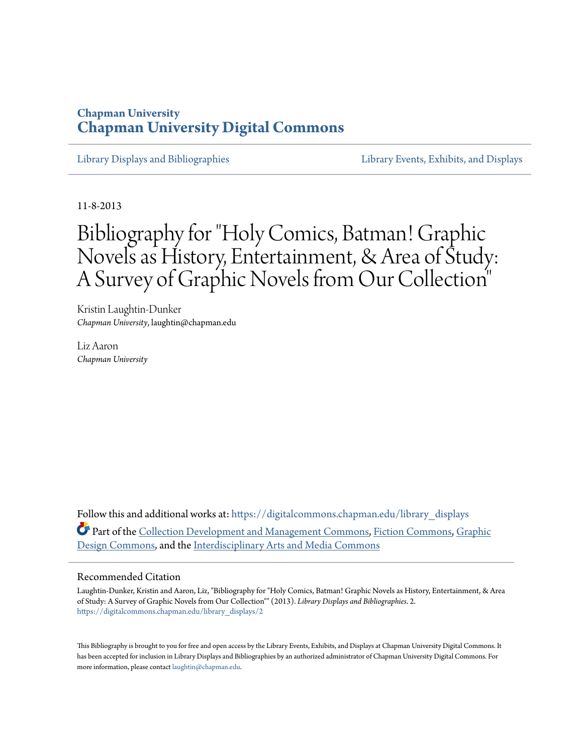Chapman University

# Chapman University Digital Commons

Library Displays and Bibliographies

Library Events, Exhibits, and Displays

11-8-2013

# Bibliography for "Holy Comics, Batman! Graphic Novels as History, Entertainment, & Area of Study: A Survey of Graphic Novels from Our Collection"

Kristin Laughtin-Dunker
*Chapman University*, laughtin@chapman.edu

Liz Aaron
*Chapman University*

Follow this and additional works at: https://digitalcommons.chapman.edu/library_displays

Part of the Collection Development and Management Commons, Fiction Commons, Graphic Design Commons, and the Interdisciplinary Arts and Media Commons

## Recommended Citation

Laughtin-Dunker, Kristin and Aaron, Liz, "Bibliography for "Holy Comics, Batman! Graphic Novels as History, Entertainment, & Area of Study: A Survey of Graphic Novels from Our Collection"" (2013). *Library Displays and Bibliographies*. 2.
https://digitalcommons.chapman.edu/library_displays/2

This Bibliography is brought to you for free and open access by the Library Events, Exhibits, and Displays at Chapman University Digital Commons. It has been accepted for inclusion in Library Displays and Bibliographies by an authorized administrator of Chapman University Digital Commons. For more information, please contact laughtin@chapman.edu.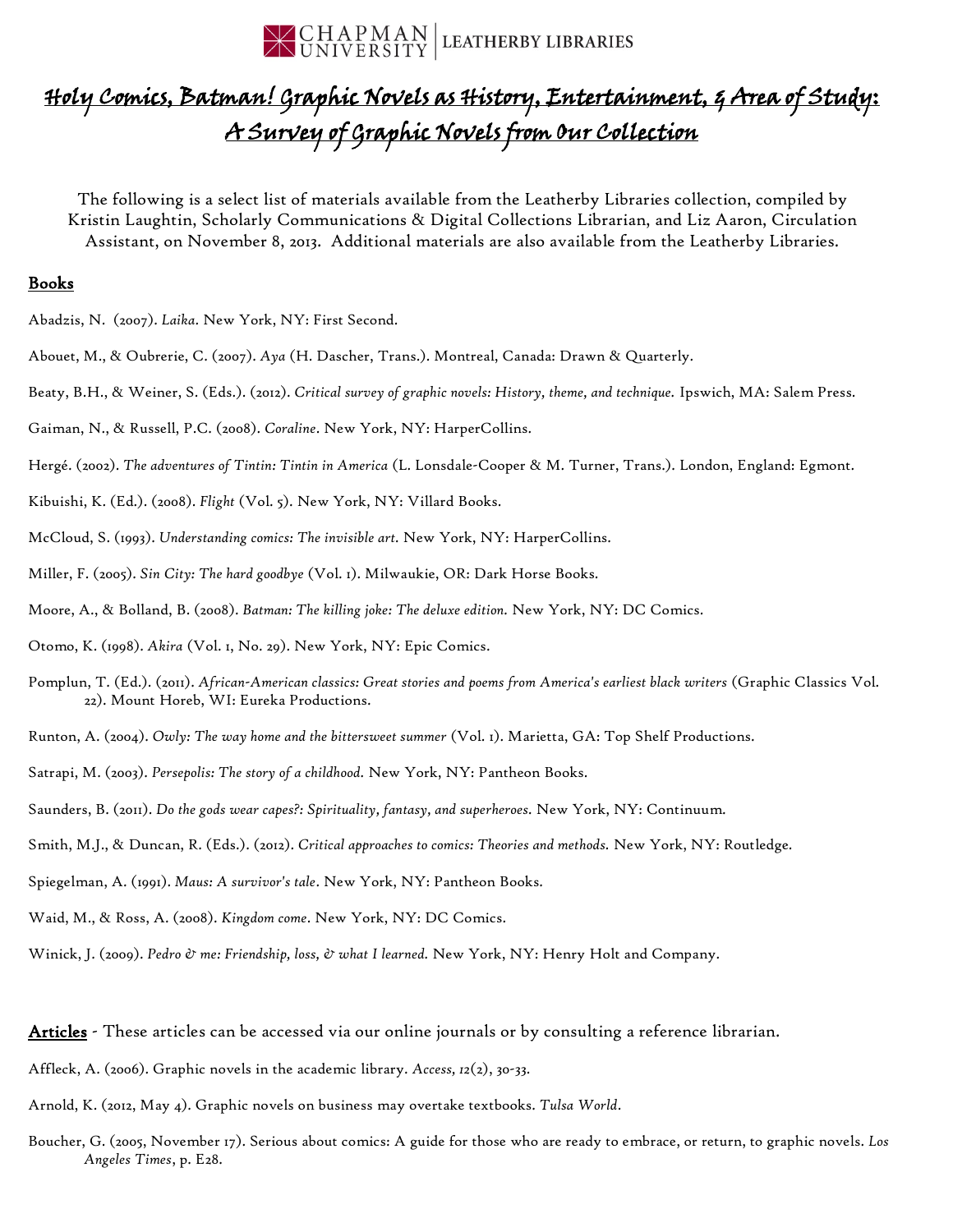# Holy Comics, Batman! Graphic Novels as History, Entertainment, & Area of Study: A Survey of Graphic Novels from Our Collection

The following is a select list of materials available from the Leatherby Libraries collection, compiled by Kristin Laughtin, Scholarly Communications & Digital Collections Librarian, and Liz Aaron, Circulation Assistant, on November 8, 2013. Additional materials are also available from the Leatherby Libraries.

## Books

Abadzis, N. (2007). *Laika*. New York, NY: First Second.

Abouet, M., & Oubrerie, C. (2007). *Aya* (H. Dascher, Trans.). Montreal, Canada: Drawn & Quarterly.

Beaty, B.H., & Weiner, S. (Eds.). (2012). *Critical survey of graphic novels: History, theme, and technique.* Ipswich, MA: Salem Press.

Gaiman, N., & Russell, P.C. (2008). *Coraline*. New York, NY: HarperCollins.

Hergé. (2002). *The adventures of Tintin: Tintin in America* (L. Lonsdale-Cooper & M. Turner, Trans.). London, England: Egmont.

Kibuishi, K. (Ed.). (2008). *Flight* (Vol. 5). New York, NY: Villard Books.

McCloud, S. (1993). *Understanding comics: The invisible art.* New York, NY: HarperCollins.

Miller, F. (2005). *Sin City: The hard goodbye* (Vol. 1). Milwaukie, OR: Dark Horse Books.

Moore, A., & Bolland, B. (2008). *Batman: The killing joke: The deluxe edition.* New York, NY: DC Comics.

Otomo, K. (1998). *Akira* (Vol. 1, No. 29). New York, NY: Epic Comics.

Pomplun, T. (Ed.). (2011). *African-American classics: Great stories and poems from America's earliest black writers* (Graphic Classics Vol. 22). Mount Horeb, WI: Eureka Productions.

Runton, A. (2004). *Owly: The way home and the bittersweet summer* (Vol. 1). Marietta, GA: Top Shelf Productions.

Satrapi, M. (2003). *Persepolis: The story of a childhood.* New York, NY: Pantheon Books.

Saunders, B. (2011). *Do the gods wear capes?: Spirituality, fantasy, and superheroes.* New York, NY: Continuum.

Smith, M.J., & Duncan, R. (Eds.). (2012). *Critical approaches to comics: Theories and methods.* New York, NY: Routledge.

Spiegelman, A. (1991). *Maus: A survivor's tale*. New York, NY: Pantheon Books.

Waid, M., & Ross, A. (2008). *Kingdom come*. New York, NY: DC Comics.

Winick, J. (2009). *Pedro & me: Friendship, loss, & what I learned.* New York, NY: Henry Holt and Company.

## Articles - These articles can be accessed via our online journals or by consulting a reference librarian.

Affleck, A. (2006). Graphic novels in the academic library. *Access, 12*(2), 30-33.

Arnold, K. (2012, May 4). Graphic novels on business may overtake textbooks. *Tulsa World*.

Boucher, G. (2005, November 17). Serious about comics: A guide for those who are ready to embrace, or return, to graphic novels. *Los Angeles Times*, p. E28.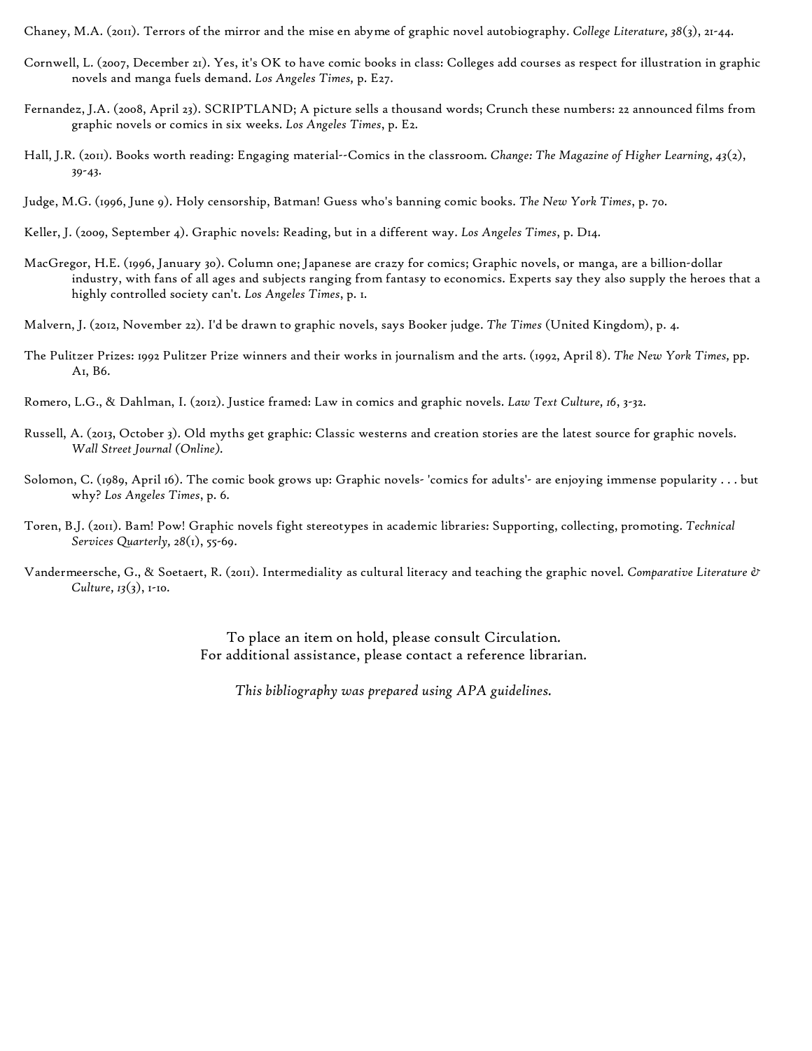Chaney, M.A. (2011). Terrors of the mirror and the mise en abyme of graphic novel autobiography. *College Literature, 38*(3), 21-44.

Cornwell, L. (2007, December 21). Yes, it's OK to have comic books in class: Colleges add courses as respect for illustration in graphic novels and manga fuels demand. *Los Angeles Times,* p. E27.

Fernandez, J.A. (2008, April 23). SCRIPTLAND; A picture sells a thousand words; Crunch these numbers: 22 announced films from graphic novels or comics in six weeks. *Los Angeles Times*, p. E2.

Hall, J.R. (2011). Books worth reading: Engaging material--Comics in the classroom. *Change: The Magazine of Higher Learning, 43*(2), 39-43.

Judge, M.G. (1996, June 9). Holy censorship, Batman! Guess who's banning comic books. *The New York Times*, p. 70.

Keller, J. (2009, September 4). Graphic novels: Reading, but in a different way. *Los Angeles Times*, p. D14.

MacGregor, H.E. (1996, January 30). Column one; Japanese are crazy for comics; Graphic novels, or manga, are a billion-dollar industry, with fans of all ages and subjects ranging from fantasy to economics. Experts say they also supply the heroes that a highly controlled society can't. *Los Angeles Times*, p. 1.

Malvern, J. (2012, November 22). I'd be drawn to graphic novels, says Booker judge. *The Times* (United Kingdom), p. 4.

The Pulitzer Prizes: 1992 Pulitzer Prize winners and their works in journalism and the arts. (1992, April 8). *The New York Times,* pp. A1, B6.

Romero, L.G., & Dahlman, I. (2012). Justice framed: Law in comics and graphic novels. *Law Text Culture, 16*, 3-32.

Russell, A. (2013, October 3). Old myths get graphic: Classic westerns and creation stories are the latest source for graphic novels. *Wall Street Journal (Online).*

Solomon, C. (1989, April 16). The comic book grows up: Graphic novels- 'comics for adults'- are enjoying immense popularity . . . but why? *Los Angeles Times*, p. 6.

Toren, B.J. (2011). Bam! Pow! Graphic novels fight stereotypes in academic libraries: Supporting, collecting, promoting. *Technical Services Quarterly, 28*(1), 55-69.

Vandermeersche, G., & Soetaert, R. (2011). Intermediality as cultural literacy and teaching the graphic novel. *Comparative Literature & Culture*, *13*(3), 1-10.

To place an item on hold, please consult Circulation.
For additional assistance, please contact a reference librarian.

*This bibliography was prepared using APA guidelines.*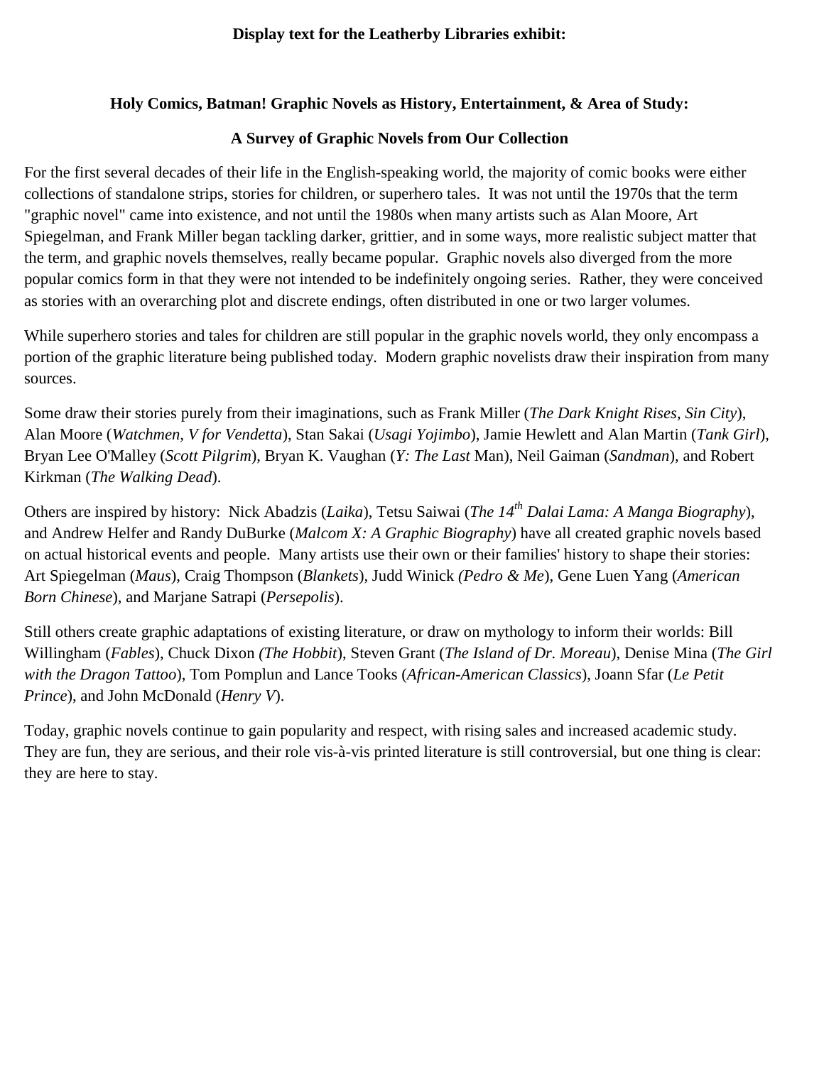**Display text for the Leatherby Libraries exhibit:**

## Holy Comics, Batman! Graphic Novels as History, Entertainment, & Area of Study:

### A Survey of Graphic Novels from Our Collection

For the first several decades of their life in the English-speaking world, the majority of comic books were either collections of standalone strips, stories for children, or superhero tales. It was not until the 1970s that the term "graphic novel" came into existence, and not until the 1980s when many artists such as Alan Moore, Art Spiegelman, and Frank Miller began tackling darker, grittier, and in some ways, more realistic subject matter that the term, and graphic novels themselves, really became popular. Graphic novels also diverged from the more popular comics form in that they were not intended to be indefinitely ongoing series. Rather, they were conceived as stories with an overarching plot and discrete endings, often distributed in one or two larger volumes.

While superhero stories and tales for children are still popular in the graphic novels world, they only encompass a portion of the graphic literature being published today. Modern graphic novelists draw their inspiration from many sources.

Some draw their stories purely from their imaginations, such as Frank Miller (*The Dark Knight Rises, Sin City*), Alan Moore (*Watchmen, V for Vendetta*), Stan Sakai (*Usagi Yojimbo*), Jamie Hewlett and Alan Martin (*Tank Girl*), Bryan Lee O'Malley (*Scott Pilgrim*), Bryan K. Vaughan (*Y: The Last* Man), Neil Gaiman (*Sandman*), and Robert Kirkman (*The Walking Dead*).

Others are inspired by history: Nick Abadzis (*Laika*), Tetsu Saiwai (*The 14th Dalai Lama: A Manga Biography*), and Andrew Helfer and Randy DuBurke (*Malcom X: A Graphic Biography*) have all created graphic novels based on actual historical events and people. Many artists use their own or their families' history to shape their stories: Art Spiegelman (*Maus*), Craig Thompson (*Blankets*), Judd Winick *(Pedro & Me*), Gene Luen Yang (*American Born Chinese*), and Marjane Satrapi (*Persepolis*).

Still others create graphic adaptations of existing literature, or draw on mythology to inform their worlds: Bill Willingham (*Fables*), Chuck Dixon *(The Hobbit*), Steven Grant (*The Island of Dr. Moreau*), Denise Mina (*The Girl with the Dragon Tattoo*), Tom Pomplun and Lance Tooks (*African-American Classics*), Joann Sfar (*Le Petit Prince*), and John McDonald (*Henry V*).

Today, graphic novels continue to gain popularity and respect, with rising sales and increased academic study. They are fun, they are serious, and their role vis-à-vis printed literature is still controversial, but one thing is clear: they are here to stay.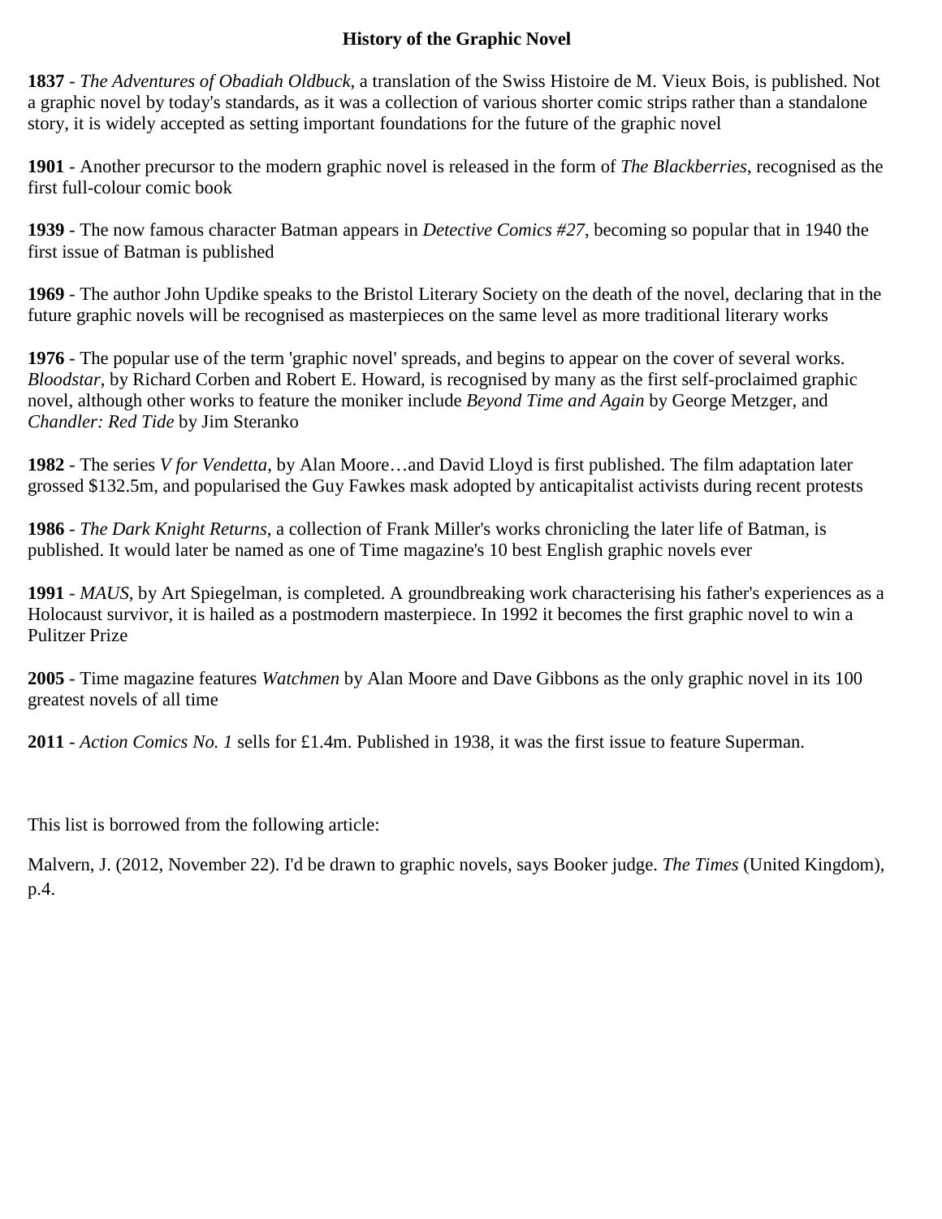# History of the Graphic Novel

**1837** - *The Adventures of Obadiah Oldbuck*, a translation of the Swiss Histoire de M. Vieux Bois, is published. Not a graphic novel by today's standards, as it was a collection of various shorter comic strips rather than a standalone story, it is widely accepted as setting important foundations for the future of the graphic novel

**1901** - Another precursor to the modern graphic novel is released in the form of *The Blackberries*, recognised as the first full-colour comic book

**1939** - The now famous character Batman appears in *Detective Comics #27*, becoming so popular that in 1940 the first issue of Batman is published

**1969** - The author John Updike speaks to the Bristol Literary Society on the death of the novel, declaring that in the future graphic novels will be recognised as masterpieces on the same level as more traditional literary works

**1976** - The popular use of the term 'graphic novel' spreads, and begins to appear on the cover of several works. *Bloodstar*, by Richard Corben and Robert E. Howard, is recognised by many as the first self-proclaimed graphic novel, although other works to feature the moniker include *Beyond Time and Again* by George Metzger, and *Chandler: Red Tide* by Jim Steranko

**1982** - The series *V for Vendetta*, by Alan Moore…and David Lloyd is first published. The film adaptation later grossed $132.5m, and popularised the Guy Fawkes mask adopted by anticapitalist activists during recent protests

**1986** - *The Dark Knight Returns*, a collection of Frank Miller's works chronicling the later life of Batman, is published. It would later be named as one of Time magazine's 10 best English graphic novels ever

**1991** - *MAUS*, by Art Spiegelman, is completed. A groundbreaking work characterising his father's experiences as a Holocaust survivor, it is hailed as a postmodern masterpiece. In 1992 it becomes the first graphic novel to win a Pulitzer Prize

**2005** - Time magazine features *Watchmen* by Alan Moore and Dave Gibbons as the only graphic novel in its 100 greatest novels of all time

**2011** - *Action Comics No. 1* sells for £1.4m. Published in 1938, it was the first issue to feature Superman.

This list is borrowed from the following article:

Malvern, J. (2012, November 22). I'd be drawn to graphic novels, says Booker judge. *The Times* (United Kingdom), p.4.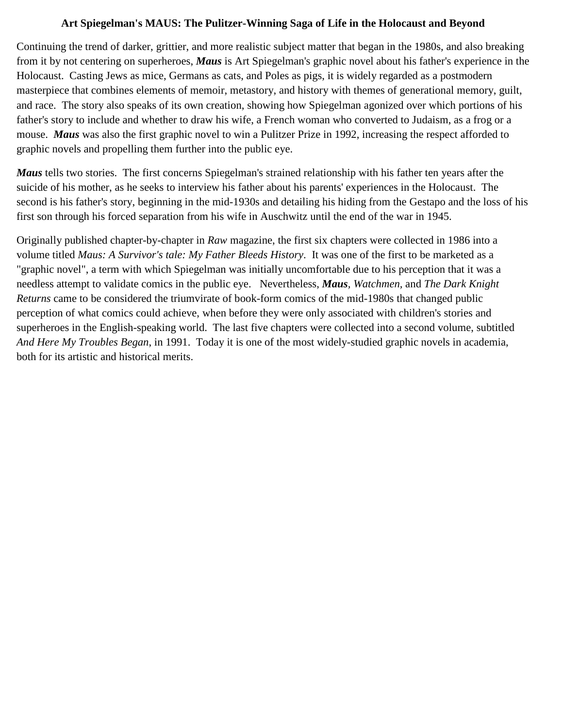**Art Spiegelman's MAUS: The Pulitzer-Winning Saga of Life in the Holocaust and Beyond**

Continuing the trend of darker, grittier, and more realistic subject matter that began in the 1980s, and also breaking from it by not centering on superheroes, ***Maus*** is Art Spiegelman's graphic novel about his father's experience in the Holocaust. Casting Jews as mice, Germans as cats, and Poles as pigs, it is widely regarded as a postmodern masterpiece that combines elements of memoir, metastory, and history with themes of generational memory, guilt, and race. The story also speaks of its own creation, showing how Spiegelman agonized over which portions of his father's story to include and whether to draw his wife, a French woman who converted to Judaism, as a frog or a mouse. ***Maus*** was also the first graphic novel to win a Pulitzer Prize in 1992, increasing the respect afforded to graphic novels and propelling them further into the public eye.

***Maus*** tells two stories. The first concerns Spiegelman's strained relationship with his father ten years after the suicide of his mother, as he seeks to interview his father about his parents' experiences in the Holocaust. The second is his father's story, beginning in the mid-1930s and detailing his hiding from the Gestapo and the loss of his first son through his forced separation from his wife in Auschwitz until the end of the war in 1945.

Originally published chapter-by-chapter in *Raw* magazine, the first six chapters were collected in 1986 into a volume titled *Maus: A Survivor's tale: My Father Bleeds History*. It was one of the first to be marketed as a "graphic novel", a term with which Spiegelman was initially uncomfortable due to his perception that it was a needless attempt to validate comics in the public eye. Nevertheless, ***Maus***, *Watchmen*, and *The Dark Knight Returns* came to be considered the triumvirate of book-form comics of the mid-1980s that changed public perception of what comics could achieve, when before they were only associated with children's stories and superheroes in the English-speaking world. The last five chapters were collected into a second volume, subtitled *And Here My Troubles Began*, in 1991. Today it is one of the most widely-studied graphic novels in academia, both for its artistic and historical merits.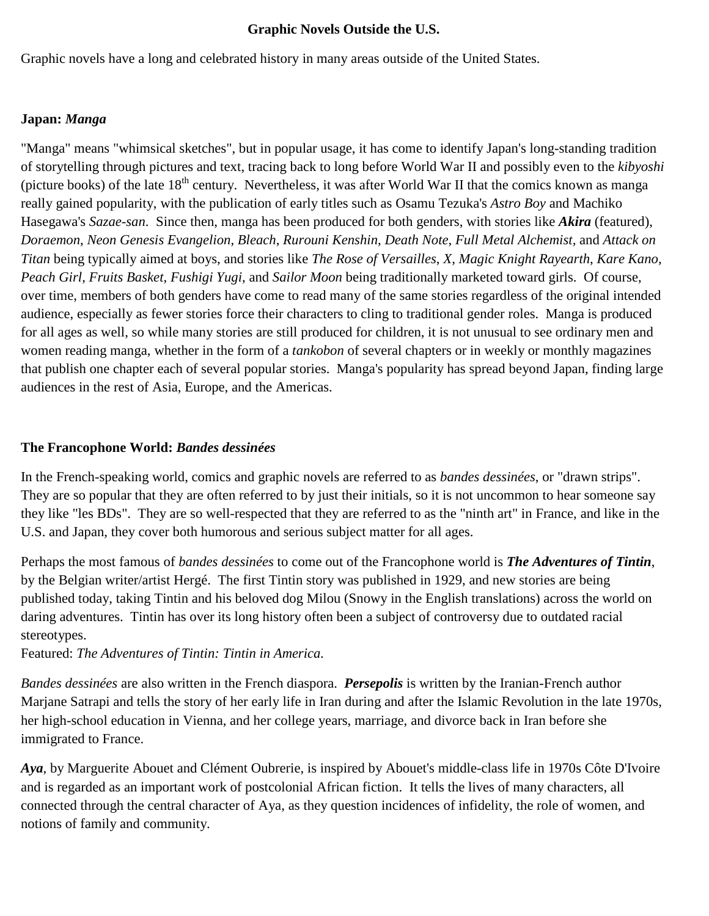## Graphic Novels Outside the U.S.

Graphic novels have a long and celebrated history in many areas outside of the United States.

### Japan: *Manga*

"Manga" means "whimsical sketches", but in popular usage, it has come to identify Japan's long-standing tradition of storytelling through pictures and text, tracing back to long before World War II and possibly even to the *kibyoshi* (picture books) of the late 18th century. Nevertheless, it was after World War II that the comics known as manga really gained popularity, with the publication of early titles such as Osamu Tezuka's *Astro Boy* and Machiko Hasegawa's *Sazae-san*. Since then, manga has been produced for both genders, with stories like ***Akira*** (featured), *Doraemon*, *Neon Genesis Evangelion*, *Bleach*, *Rurouni Kenshin*, *Death Note*, *Full Metal Alchemist*, and *Attack on Titan* being typically aimed at boys, and stories like *The Rose of Versailles*, *X*, *Magic Knight Rayearth*, *Kare Kano*, *Peach Girl*, *Fruits Basket*, *Fushigi Yugi*, and *Sailor Moon* being traditionally marketed toward girls. Of course, over time, members of both genders have come to read many of the same stories regardless of the original intended audience, especially as fewer stories force their characters to cling to traditional gender roles. Manga is produced for all ages as well, so while many stories are still produced for children, it is not unusual to see ordinary men and women reading manga, whether in the form of a *tankobon* of several chapters or in weekly or monthly magazines that publish one chapter each of several popular stories. Manga's popularity has spread beyond Japan, finding large audiences in the rest of Asia, Europe, and the Americas.

### The Francophone World: *Bandes dessinées*

In the French-speaking world, comics and graphic novels are referred to as *bandes dessinées*, or "drawn strips". They are so popular that they are often referred to by just their initials, so it is not uncommon to hear someone say they like "les BDs". They are so well-respected that they are referred to as the "ninth art" in France, and like in the U.S. and Japan, they cover both humorous and serious subject matter for all ages.

Perhaps the most famous of *bandes dessinées* to come out of the Francophone world is ***The Adventures of Tintin***, by the Belgian writer/artist Hergé. The first Tintin story was published in 1929, and new stories are being published today, taking Tintin and his beloved dog Milou (Snowy in the English translations) across the world on daring adventures. Tintin has over its long history often been a subject of controversy due to outdated racial stereotypes.
Featured: *The Adventures of Tintin: Tintin in America.*

*Bandes dessinées* are also written in the French diaspora. ***Persepolis*** is written by the Iranian-French author Marjane Satrapi and tells the story of her early life in Iran during and after the Islamic Revolution in the late 1970s, her high-school education in Vienna, and her college years, marriage, and divorce back in Iran before she immigrated to France.

***Aya***, by Marguerite Abouet and Clément Oubrerie, is inspired by Abouet's middle-class life in 1970s Côte D'Ivoire and is regarded as an important work of postcolonial African fiction. It tells the lives of many characters, all connected through the central character of Aya, as they question incidences of infidelity, the role of women, and notions of family and community.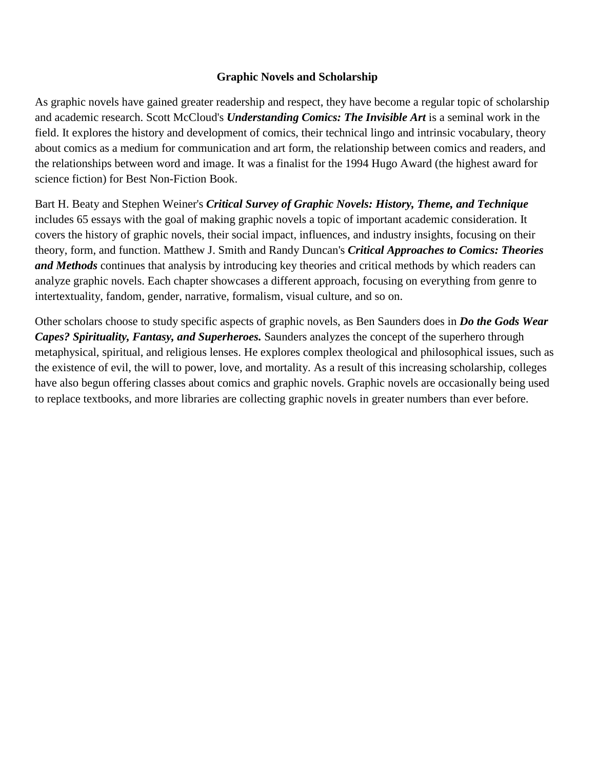## Graphic Novels and Scholarship

As graphic novels have gained greater readership and respect, they have become a regular topic of scholarship and academic research. Scott McCloud's ***Understanding Comics: The Invisible Art*** is a seminal work in the field. It explores the history and development of comics, their technical lingo and intrinsic vocabulary, theory about comics as a medium for communication and art form, the relationship between comics and readers, and the relationships between word and image. It was a finalist for the 1994 Hugo Award (the highest award for science fiction) for Best Non-Fiction Book.

Bart H. Beaty and Stephen Weiner's ***Critical Survey of Graphic Novels: History, Theme, and Technique*** includes 65 essays with the goal of making graphic novels a topic of important academic consideration. It covers the history of graphic novels, their social impact, influences, and industry insights, focusing on their theory, form, and function. Matthew J. Smith and Randy Duncan's ***Critical Approaches to Comics: Theories and Methods*** continues that analysis by introducing key theories and critical methods by which readers can analyze graphic novels. Each chapter showcases a different approach, focusing on everything from genre to intertextuality, fandom, gender, narrative, formalism, visual culture, and so on.

Other scholars choose to study specific aspects of graphic novels, as Ben Saunders does in ***Do the Gods Wear Capes? Spirituality, Fantasy, and Superheroes.*** Saunders analyzes the concept of the superhero through metaphysical, spiritual, and religious lenses. He explores complex theological and philosophical issues, such as the existence of evil, the will to power, love, and mortality. As a result of this increasing scholarship, colleges have also begun offering classes about comics and graphic novels. Graphic novels are occasionally being used to replace textbooks, and more libraries are collecting graphic novels in greater numbers than ever before.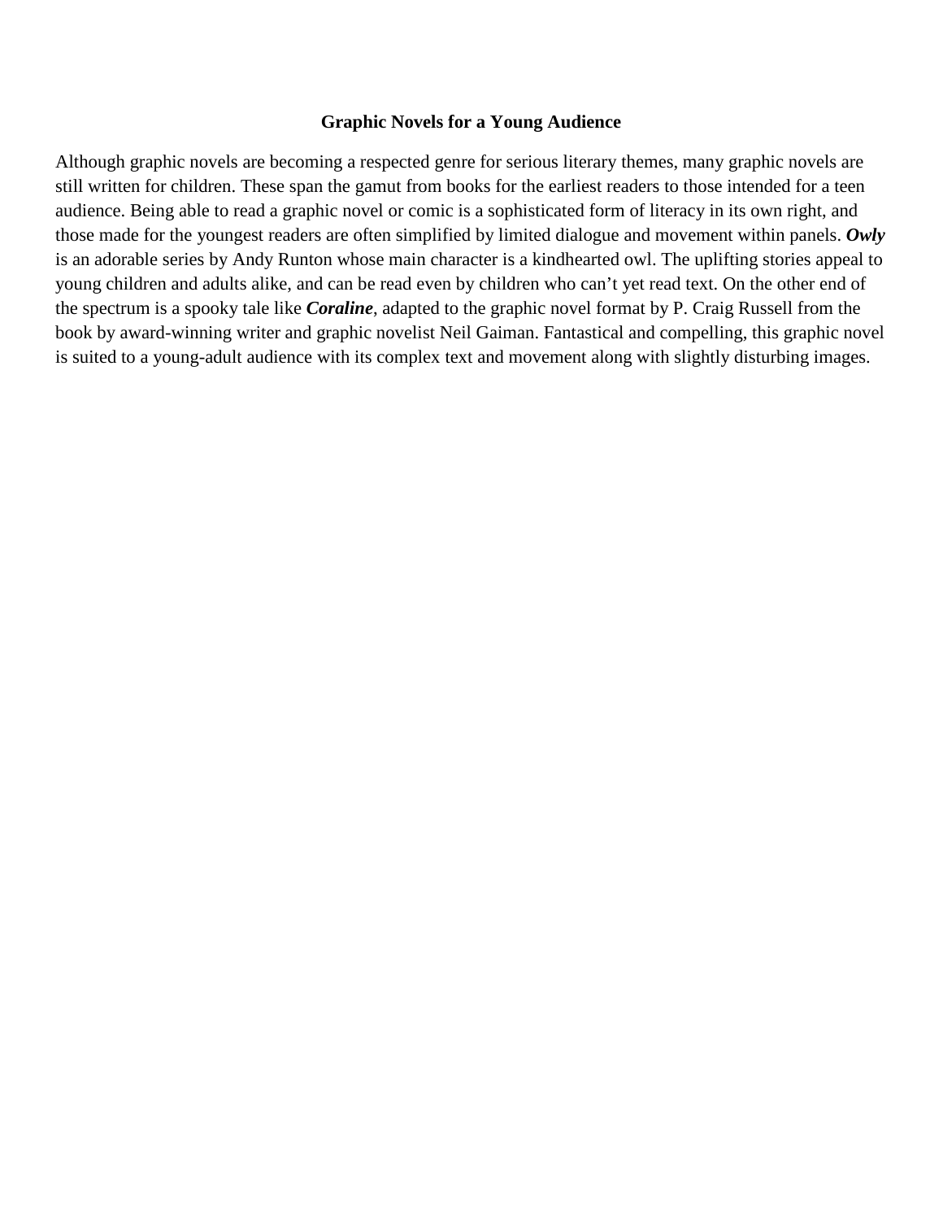## Graphic Novels for a Young Audience

Although graphic novels are becoming a respected genre for serious literary themes, many graphic novels are still written for children. These span the gamut from books for the earliest readers to those intended for a teen audience. Being able to read a graphic novel or comic is a sophisticated form of literacy in its own right, and those made for the youngest readers are often simplified by limited dialogue and movement within panels. ***Owly*** is an adorable series by Andy Runton whose main character is a kindhearted owl. The uplifting stories appeal to young children and adults alike, and can be read even by children who can't yet read text. On the other end of the spectrum is a spooky tale like ***Coraline***, adapted to the graphic novel format by P. Craig Russell from the book by award-winning writer and graphic novelist Neil Gaiman. Fantastical and compelling, this graphic novel is suited to a young-adult audience with its complex text and movement along with slightly disturbing images.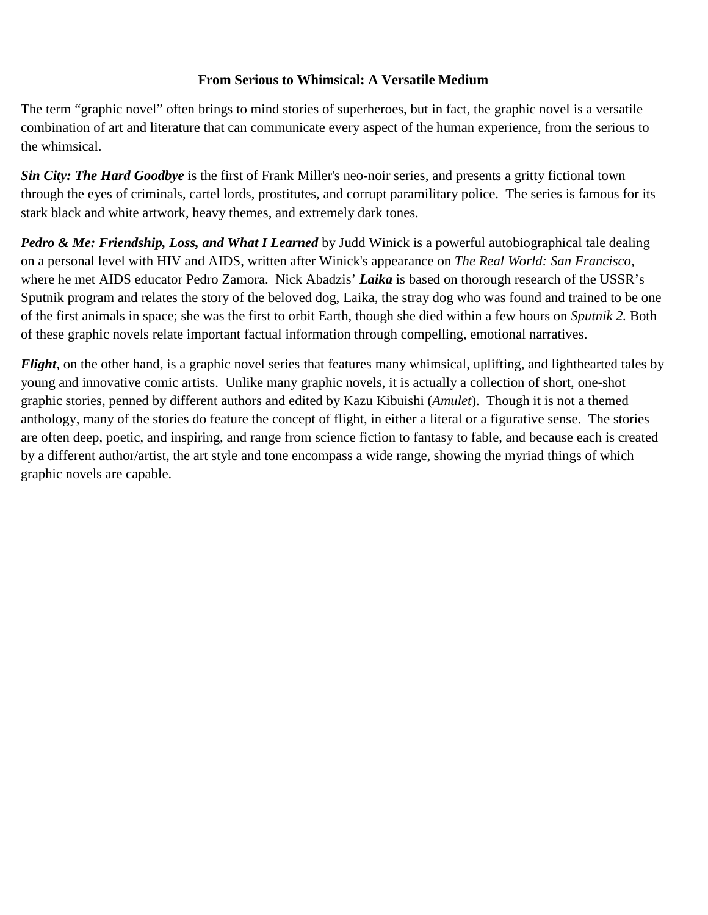## From Serious to Whimsical: A Versatile Medium

The term "graphic novel" often brings to mind stories of superheroes, but in fact, the graphic novel is a versatile combination of art and literature that can communicate every aspect of the human experience, from the serious to the whimsical.

***Sin City: The Hard Goodbye*** is the first of Frank Miller's neo-noir series, and presents a gritty fictional town through the eyes of criminals, cartel lords, prostitutes, and corrupt paramilitary police. The series is famous for its stark black and white artwork, heavy themes, and extremely dark tones.

***Pedro & Me: Friendship, Loss, and What I Learned*** by Judd Winick is a powerful autobiographical tale dealing on a personal level with HIV and AIDS, written after Winick's appearance on *The Real World: San Francisco*, where he met AIDS educator Pedro Zamora. Nick Abadzis' ***Laika*** is based on thorough research of the USSR's Sputnik program and relates the story of the beloved dog, Laika, the stray dog who was found and trained to be one of the first animals in space; she was the first to orbit Earth, though she died within a few hours on *Sputnik 2.* Both of these graphic novels relate important factual information through compelling, emotional narratives.

***Flight***, on the other hand, is a graphic novel series that features many whimsical, uplifting, and lighthearted tales by young and innovative comic artists. Unlike many graphic novels, it is actually a collection of short, one-shot graphic stories, penned by different authors and edited by Kazu Kibuishi (*Amulet*). Though it is not a themed anthology, many of the stories do feature the concept of flight, in either a literal or a figurative sense. The stories are often deep, poetic, and inspiring, and range from science fiction to fantasy to fable, and because each is created by a different author/artist, the art style and tone encompass a wide range, showing the myriad things of which graphic novels are capable.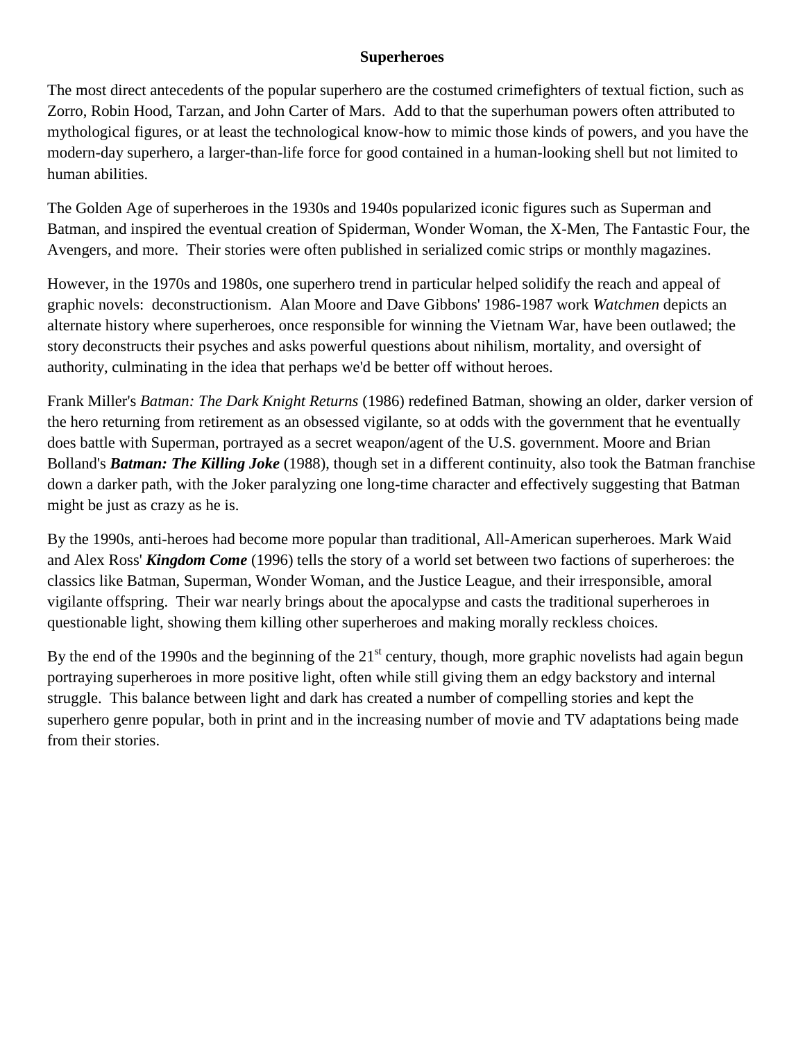**Superheroes**

The most direct antecedents of the popular superhero are the costumed crimefighters of textual fiction, such as Zorro, Robin Hood, Tarzan, and John Carter of Mars.  Add to that the superhuman powers often attributed to mythological figures, or at least the technological know-how to mimic those kinds of powers, and you have the modern-day superhero, a larger-than-life force for good contained in a human-looking shell but not limited to human abilities.

The Golden Age of superheroes in the 1930s and 1940s popularized iconic figures such as Superman and Batman, and inspired the eventual creation of Spiderman, Wonder Woman, the X-Men, The Fantastic Four, the Avengers, and more.  Their stories were often published in serialized comic strips or monthly magazines.

However, in the 1970s and 1980s, one superhero trend in particular helped solidify the reach and appeal of graphic novels:  deconstructionism.  Alan Moore and Dave Gibbons' 1986-1987 work *Watchmen* depicts an alternate history where superheroes, once responsible for winning the Vietnam War, have been outlawed; the story deconstructs their psyches and asks powerful questions about nihilism, mortality, and oversight of authority, culminating in the idea that perhaps we'd be better off without heroes.

Frank Miller's *Batman: The Dark Knight Returns* (1986) redefined Batman, showing an older, darker version of the hero returning from retirement as an obsessed vigilante, so at odds with the government that he eventually does battle with Superman, portrayed as a secret weapon/agent of the U.S. government. Moore and Brian Bolland's ***Batman: The Killing Joke*** (1988), though set in a different continuity, also took the Batman franchise down a darker path, with the Joker paralyzing one long-time character and effectively suggesting that Batman might be just as crazy as he is.

By the 1990s, anti-heroes had become more popular than traditional, All-American superheroes. Mark Waid and Alex Ross' ***Kingdom Come*** (1996) tells the story of a world set between two factions of superheroes: the classics like Batman, Superman, Wonder Woman, and the Justice League, and their irresponsible, amoral vigilante offspring.  Their war nearly brings about the apocalypse and casts the traditional superheroes in questionable light, showing them killing other superheroes and making morally reckless choices.

By the end of the 1990s and the beginning of the 21st century, though, more graphic novelists had again begun portraying superheroes in more positive light, often while still giving them an edgy backstory and internal struggle.  This balance between light and dark has created a number of compelling stories and kept the superhero genre popular, both in print and in the increasing number of movie and TV adaptations being made from their stories.